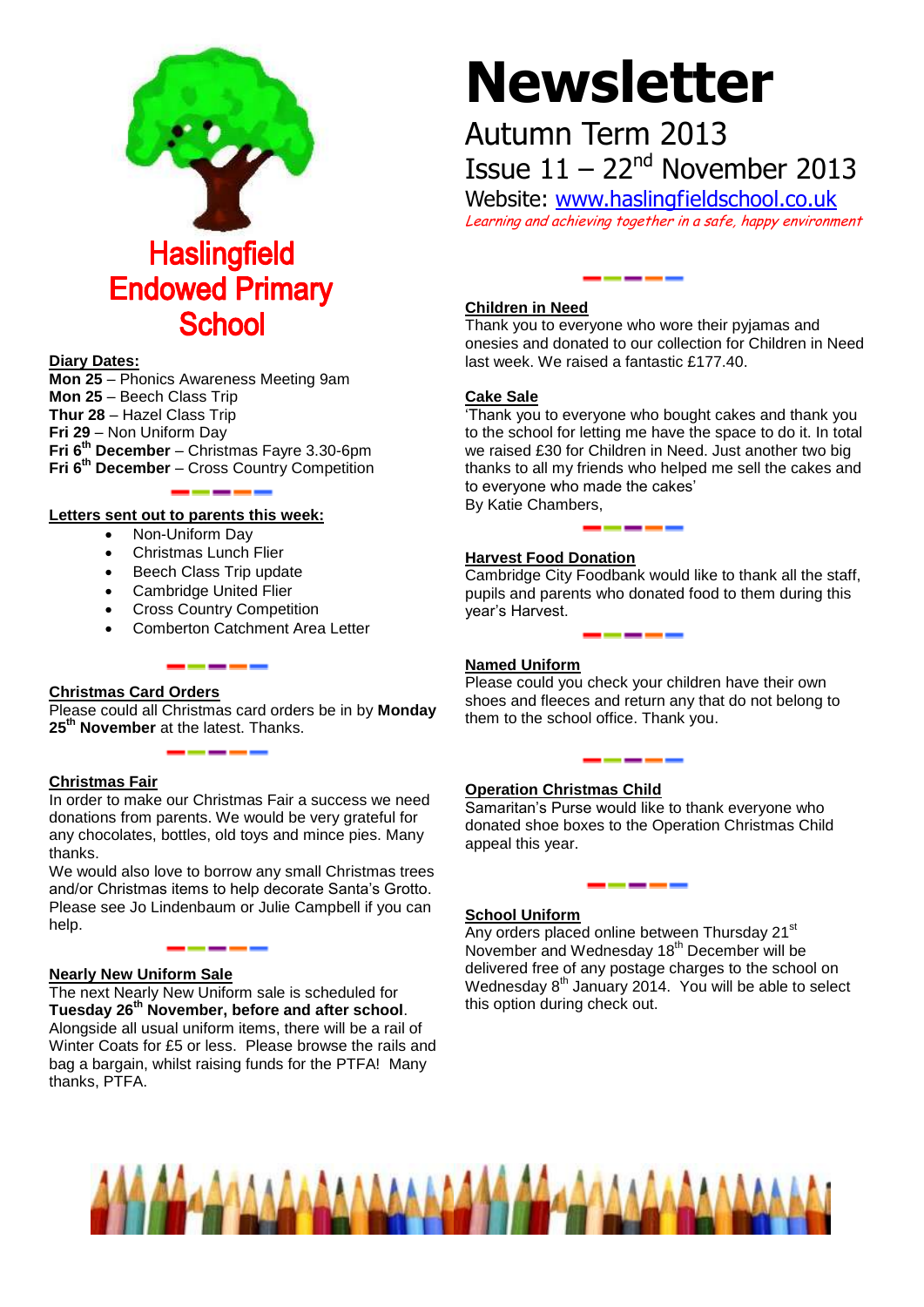# Haslingfield Endowed Primary School

# Newsletter

## Autumn Term 2013

## Issue 11 – 22nd November 2013

Website: www.haslingfieldschool.co.uk

*Learning and achieving together in a safe, happy environment*

**Diary Dates:**

**Mon 25** – Phonics Awareness Meeting 9am
**Mon 25** – Beech Class Trip
**Thur 28** – Hazel Class Trip
**Fri 29** – Non Uniform Day
**Fri 6th December** – Christmas Fayre 3.30-6pm
**Fri 6th December** – Cross Country Competition

**Letters sent out to parents this week:**

- Non-Uniform Day
- Christmas Lunch Flier
- Beech Class Trip update
- Cambridge United Flier
- Cross Country Competition
- Comberton Catchment Area Letter

**Christmas Card Orders**

Please could all Christmas card orders be in by **Monday 25th November** at the latest. Thanks.

**Christmas Fair**

In order to make our Christmas Fair a success we need donations from parents. We would be very grateful for any chocolates, bottles, old toys and mince pies. Many thanks.

We would also love to borrow any small Christmas trees and/or Christmas items to help decorate Santa's Grotto. Please see Jo Lindenbaum or Julie Campbell if you can help.

**Nearly New Uniform Sale**

The next Nearly New Uniform sale is scheduled for **Tuesday 26th November, before and after school**. Alongside all usual uniform items, there will be a rail of Winter Coats for £5 or less. Please browse the rails and bag a bargain, whilst raising funds for the PTFA! Many thanks, PTFA.

**Children in Need**

Thank you to everyone who wore their pyjamas and onesies and donated to our collection for Children in Need last week. We raised a fantastic £177.40.

**Cake Sale**

'Thank you to everyone who bought cakes and thank you to the school for letting me have the space to do it. In total we raised £30 for Children in Need. Just another two big thanks to all my friends who helped me sell the cakes and to everyone who made the cakes'
By Katie Chambers,

**Harvest Food Donation**

Cambridge City Foodbank would like to thank all the staff, pupils and parents who donated food to them during this year's Harvest.

**Named Uniform**

Please could you check your children have their own shoes and fleeces and return any that do not belong to them to the school office. Thank you.

**Operation Christmas Child**

Samaritan's Purse would like to thank everyone who donated shoe boxes to the Operation Christmas Child appeal this year.

**School Uniform**

Any orders placed online between Thursday 21st November and Wednesday 18th December will be delivered free of any postage charges to the school on Wednesday 8th January 2014. You will be able to select this option during check out.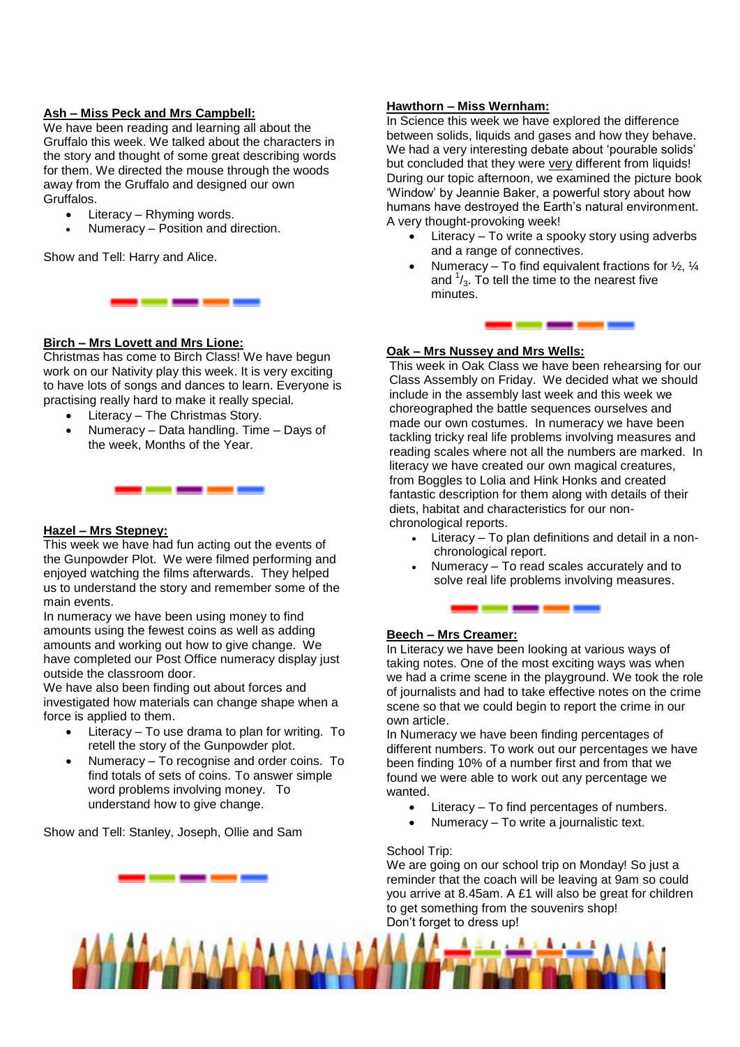## Ash – Miss Peck and Mrs Campbell:

We have been reading and learning all about the Gruffalo this week. We talked about the characters in the story and thought of some great describing words for them. We directed the mouse through the woods away from the Gruffalo and designed our own Gruffalos.

- Literacy – Rhyming words.
- Numeracy – Position and direction.

Show and Tell: Harry and Alice.

## Birch – Mrs Lovett and Mrs Lione:

Christmas has come to Birch Class! We have begun work on our Nativity play this week. It is very exciting to have lots of songs and dances to learn. Everyone is practising really hard to make it really special.

- Literacy – The Christmas Story.
- Numeracy – Data handling. Time – Days of the week, Months of the Year.

## Hazel – Mrs Stepney:

This week we have had fun acting out the events of the Gunpowder Plot. We were filmed performing and enjoyed watching the films afterwards. They helped us to understand the story and remember some of the main events.

In numeracy we have been using money to find amounts using the fewest coins as well as adding amounts and working out how to give change. We have completed our Post Office numeracy display just outside the classroom door.

We have also been finding out about forces and investigated how materials can change shape when a force is applied to them.

- Literacy – To use drama to plan for writing. To retell the story of the Gunpowder plot.
- Numeracy – To recognise and order coins. To find totals of sets of coins. To answer simple word problems involving money. To understand how to give change.

Show and Tell: Stanley, Joseph, Ollie and Sam

## Hawthorn – Miss Wernham:

In Science this week we have explored the difference between solids, liquids and gases and how they behave. We had a very interesting debate about 'pourable solids' but concluded that they were <u>very</u> different from liquids! During our topic afternoon, we examined the picture book 'Window' by Jeannie Baker, a powerful story about how humans have destroyed the Earth's natural environment. A very thought-provoking week!

- Literacy – To write a spooky story using adverbs and a range of connectives.
- Numeracy – To find equivalent fractions for ½, ¼ and $^{1}/_{3}$. To tell the time to the nearest five minutes.

## Oak – Mrs Nussey and Mrs Wells:

This week in Oak Class we have been rehearsing for our Class Assembly on Friday. We decided what we should include in the assembly last week and this week we choreographed the battle sequences ourselves and made our own costumes. In numeracy we have been tackling tricky real life problems involving measures and reading scales where not all the numbers are marked. In literacy we have created our own magical creatures, from Boggles to Lolia and Hink Honks and created fantastic description for them along with details of their diets, habitat and characteristics for our non-chronological reports.

- Literacy – To plan definitions and detail in a non-chronological report.
- Numeracy – To read scales accurately and to solve real life problems involving measures.

## Beech – Mrs Creamer:

In Literacy we have been looking at various ways of taking notes. One of the most exciting ways was when we had a crime scene in the playground. We took the role of journalists and had to take effective notes on the crime scene so that we could begin to report the crime in our own article.

In Numeracy we have been finding percentages of different numbers. To work out our percentages we have been finding 10% of a number first and from that we found we were able to work out any percentage we wanted.

- Literacy – To find percentages of numbers.
- Numeracy – To write a journalistic text.

School Trip:

We are going on our school trip on Monday! So just a reminder that the coach will be leaving at 9am so could you arrive at 8.45am. A £1 will also be great for children to get something from the souvenirs shop!

Don't forget to dress up!